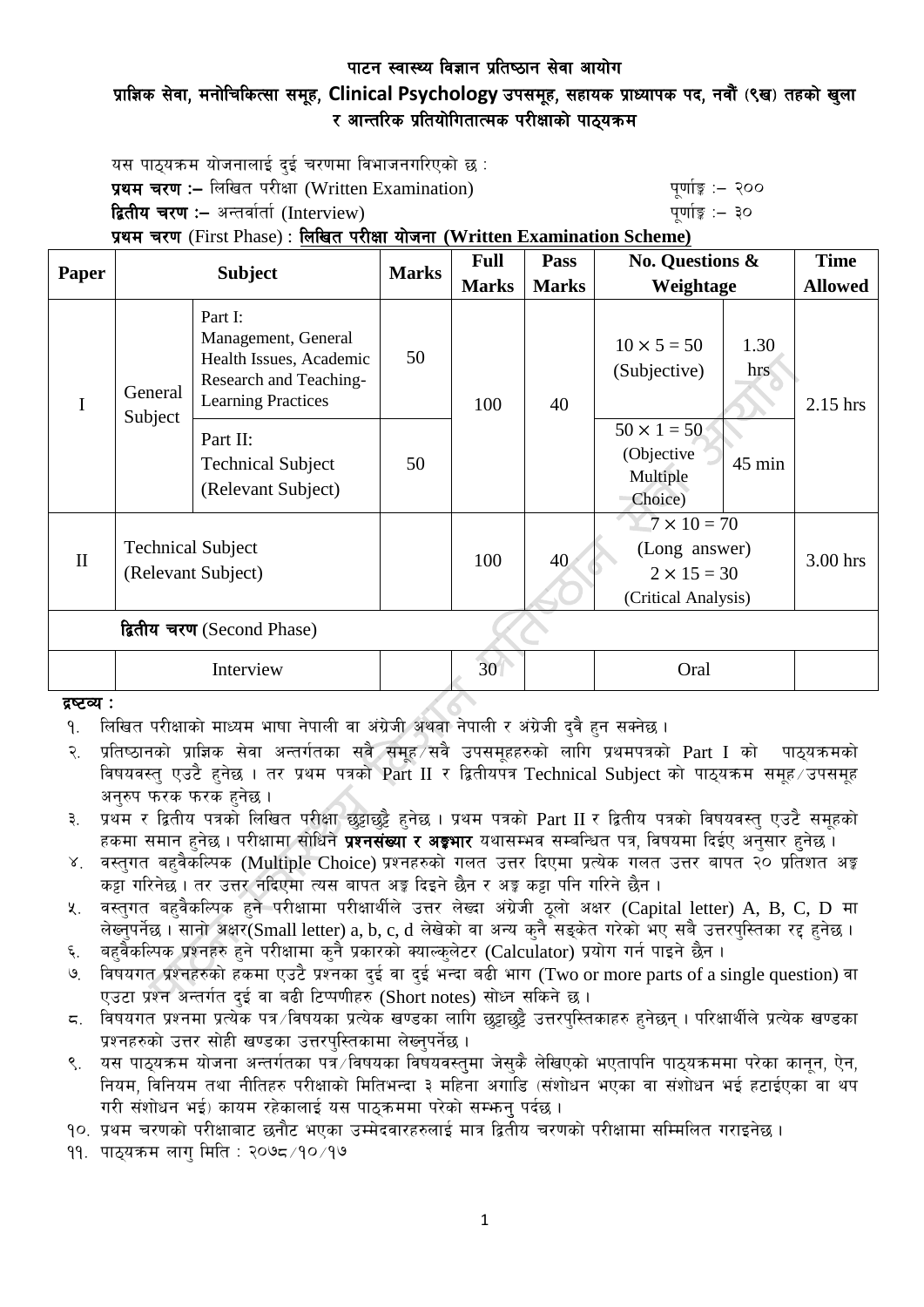# पाटन स्वास्थ्य विज्ञान प्रतिष्ठान सेवा आयोग

## प्राज्ञिक सेवा, मनोचिकित्सा समूह, Clinical Psychology उपसमूह, सहायक प्राध्यापक पद, नवौं (९ख) तहको खुला र आन्तरिक प्रतियोगितात्मक परीक्षाको पाठ्यक्रम

यस पाठ्यक्रम योजनालाई दुई चरणमा विभाजनगरिएको छ :

**प्रथम चरण :–** लिखित परीक्षा (Written Examination) पूर्णाङ्क :– २००

**द्वितीय चरण :–** अन्तर्वार्ता (Interview) पूर्णाङ्क :– ३०

**प्रथम चरण** (First Phase) : **लिखित परीक्षा योजना (Written Examination Scheme)**

| Paper | Subject | | Marks | Full Marks | Pass Marks | No. Questions & Weightage | | Time Allowed |
|---|---|---|---|---|---|---|---|---|
| I | General Subject | Part I: Management, General Health Issues, Academic Research and Teaching-Learning Practices | 50 | 100 | 40 | $10 \times 5 = 50$ (Subjective) | 1.30 hrs | 2.15 hrs |
| | | Part II: Technical Subject (Relevant Subject) | 50 | | | $50 \times 1 = 50$ (Objective Multiple Choice) | 45 min | |
| II | Technical Subject (Relevant Subject) | | | 100 | 40 | $7 \times 10 = 70$ (Long answer) $2 \times 15 = 30$ (Critical Analysis) | | 3.00 hrs |
| **द्वितीय चरण** (Second Phase) | | | | | | | | |
| | Interview | | | 30 | | Oral | | |

**द्रष्टव्य :**

१. लिखित परीक्षाको माध्यम भाषा नेपाली वा अंग्रेजी अथवा नेपाली र अंग्रेजी दुवै हुन सक्नेछ ।

२. प्रतिष्ठानको प्राज्ञिक सेवा अन्तर्गतका सवै समूह/सवै उपसमूहहरुको लागि प्रथमपत्रको Part I को पाठ्यक्रमको विषयवस्तु एउटै हुनेछ । तर प्रथम पत्रको Part II र द्वितीयपत्र Technical Subject को पाठ्यक्रम समूह/उपसमूह अनुरुप फरक फरक हुनेछ ।

३. प्रथम र द्वितीय पत्रको लिखित परीक्षा छुट्टाछुट्टै हुनेछ । प्रथम पत्रको Part II र द्वितीय पत्रको विषयवस्तु एउटै समूहको हकमा समान हुनेछ । परीक्षामा सोधिने **प्रश्नसंख्या र अङ्कभार** यथासम्भव सम्बन्धित पत्र, विषयमा दिईए अनुसार हुनेछ ।

४. वस्तुगत बहुवैकल्पिक (Multiple Choice) प्रश्नहरुको गलत उत्तर दिएमा प्रत्येक गलत उत्तर बापत २० प्रतिशत अङ्क कट्टा गरिनेछ । तर उत्तर नदिएमा त्यस बापत अङ्क दिइने छैन र अङ्क कट्टा पनि गरिने छैन ।

५. वस्तुगत बहुवैकल्पिक हुने परीक्षामा परीक्षार्थीले उत्तर लेख्दा अंग्रेजी ठूलो अक्षर (Capital letter) A, B, C, D मा लेख्नुपर्नेछ । सानो अक्षर(Small letter) a, b, c, d लेखेको वा अन्य कुनै सङ्केत गरेको भए सबै उत्तरपुस्तिका रद्द हुनेछ ।

६. बहुवैकल्पिक प्रश्नहरु हुने परीक्षामा कुनै प्रकारको क्याल्कुलेटर (Calculator) प्रयोग गर्न पाइने छैन ।

७. विषयगत प्रश्नहरुको हकमा एउटै प्रश्नका दुई वा दुई भन्दा बढी भाग (Two or more parts of a single question) वा एउटा प्रश्न अन्तर्गत दुई वा बढी टिप्पणीहरु (Short notes) सोध्न सकिने छ ।

८. विषयगत प्रश्नमा प्रत्येक पत्र/विषयका प्रत्येक खण्डका लागि छुट्टाछुट्टै उत्तरपुस्तिकाहरु हुनेछन् । परिक्षार्थीले प्रत्येक खण्डका प्रश्नहरुको उत्तर सोही खण्डका उत्तरपुस्तिकामा लेख्नुपर्नेछ ।

९. यस पाठ्यक्रम योजना अन्तर्गतका पत्र/विषयका विषयवस्तुमा जेसुकै लेखिएको भएतापनि पाठ्यक्रममा परेका कानून, ऐन, नियम, विनियम तथा नीतिहरु परीक्षाको मितिभन्दा ३ महिना अगाडि (संशोधन भएका वा संशोधन भई हटाईएका वा थप गरी संशोधन भई) कायम रहेकालाई यस पाठ्क्रममा परेको सम्झनु पर्दछ ।

१०. प्रथम चरणको परीक्षाबाट छनौट भएका उम्मेदवारहरुलाई मात्र द्वितीय चरणको परीक्षामा सम्मिलित गराइनेछ ।

११. पाठ्यक्रम लागु मिति : २०७८/१०/१७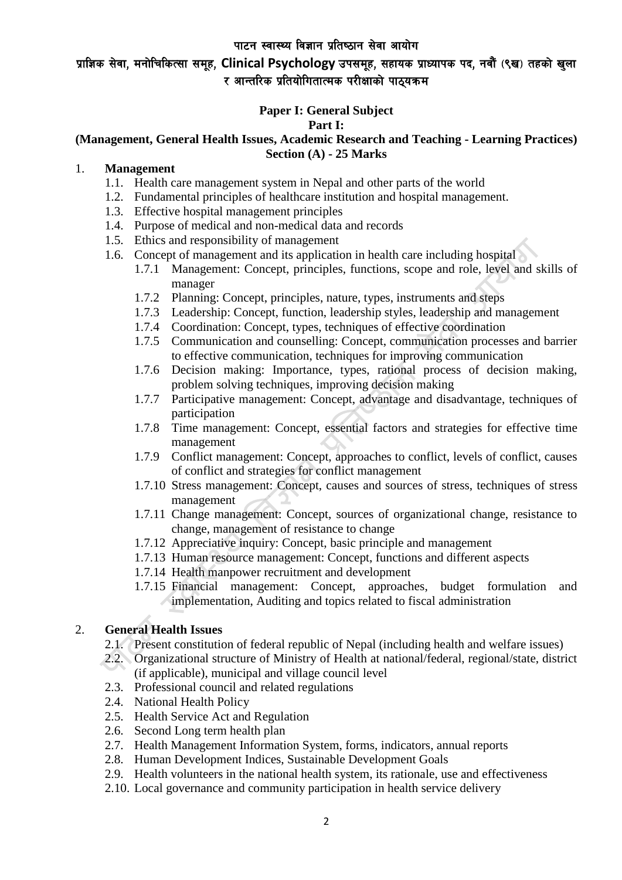**पाटन स्वास्थ्य विज्ञान प्रतिष्ठान सेवा आयोग**

**प्राज्ञिक सेवा, मनोचिकित्सा समूह, Clinical Psychology उपसमूह, सहायक प्राध्यापक पद, नवौं (९ख) तहको खुला र आन्तरिक प्रतियोगितात्मक परीक्षाको पाठ्यक्रम**

**Paper I: General Subject**

**Part I:**

**(Management, General Health Issues, Academic Research and Teaching - Learning Practices)**

**Section (A) - 25 Marks**

1. **Management**
   - 1.1. Health care management system in Nepal and other parts of the world
   - 1.2. Fundamental principles of healthcare institution and hospital management.
   - 1.3. Effective hospital management principles
   - 1.4. Purpose of medical and non-medical data and records
   - 1.5. Ethics and responsibility of management
   - 1.6. Concept of management and its application in health care including hospital
     - 1.7.1 Management: Concept, principles, functions, scope and role, level and skills of manager
     - 1.7.2 Planning: Concept, principles, nature, types, instruments and steps
     - 1.7.3 Leadership: Concept, function, leadership styles, leadership and management
     - 1.7.4 Coordination: Concept, types, techniques of effective coordination
     - 1.7.5 Communication and counselling: Concept, communication processes and barrier to effective communication, techniques for improving communication
     - 1.7.6 Decision making: Importance, types, rational process of decision making, problem solving techniques, improving decision making
     - 1.7.7 Participative management: Concept, advantage and disadvantage, techniques of participation
     - 1.7.8 Time management: Concept, essential factors and strategies for effective time management
     - 1.7.9 Conflict management: Concept, approaches to conflict, levels of conflict, causes of conflict and strategies for conflict management
     - 1.7.10 Stress management: Concept, causes and sources of stress, techniques of stress management
     - 1.7.11 Change management: Concept, sources of organizational change, resistance to change, management of resistance to change
     - 1.7.12 Appreciative inquiry: Concept, basic principle and management
     - 1.7.13 Human resource management: Concept, functions and different aspects
     - 1.7.14 Health manpower recruitment and development
     - 1.7.15 Financial management: Concept, approaches, budget formulation and implementation, Auditing and topics related to fiscal administration

2. **General Health Issues**
   - 2.1. Present constitution of federal republic of Nepal (including health and welfare issues)
   - 2.2. Organizational structure of Ministry of Health at national/federal, regional/state, district (if applicable), municipal and village council level
   - 2.3. Professional council and related regulations
   - 2.4. National Health Policy
   - 2.5. Health Service Act and Regulation
   - 2.6. Second Long term health plan
   - 2.7. Health Management Information System, forms, indicators, annual reports
   - 2.8. Human Development Indices, Sustainable Development Goals
   - 2.9. Health volunteers in the national health system, its rationale, use and effectiveness
   - 2.10. Local governance and community participation in health service delivery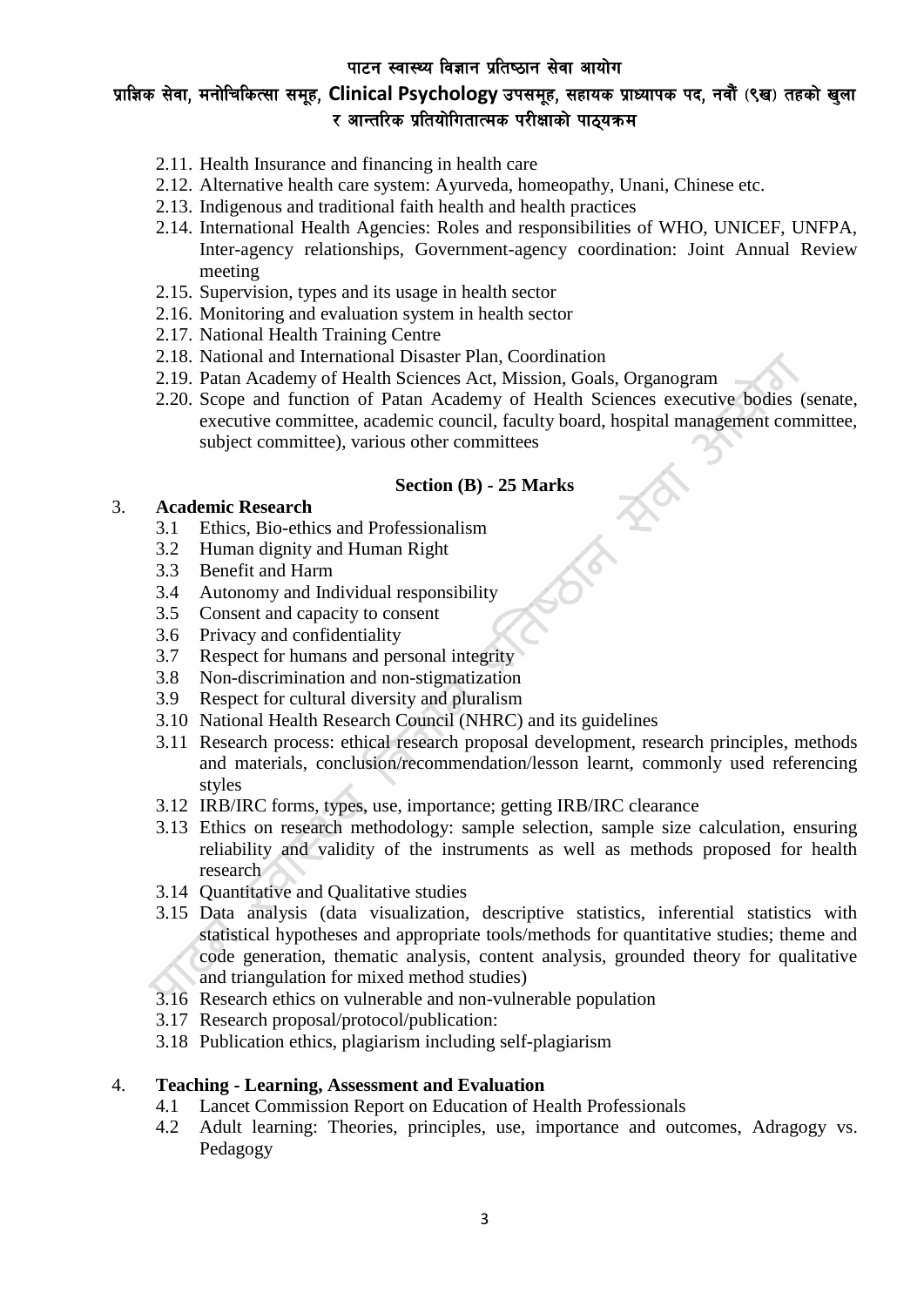2.11. Health Insurance and financing in health care
2.12. Alternative health care system: Ayurveda, homeopathy, Unani, Chinese etc.
2.13. Indigenous and traditional faith health and health practices
2.14. International Health Agencies: Roles and responsibilities of WHO, UNICEF, UNFPA, Inter-agency relationships, Government-agency coordination: Joint Annual Review meeting
2.15. Supervision, types and its usage in health sector
2.16. Monitoring and evaluation system in health sector
2.17. National Health Training Centre
2.18. National and International Disaster Plan, Coordination
2.19. Patan Academy of Health Sciences Act, Mission, Goals, Organogram
2.20. Scope and function of Patan Academy of Health Sciences executive bodies (senate, executive committee, academic council, faculty board, hospital management committee, subject committee), various other committees

**Section (B) - 25 Marks**

3. **Academic Research**
   3.1 Ethics, Bio-ethics and Professionalism
   3.2 Human dignity and Human Right
   3.3 Benefit and Harm
   3.4 Autonomy and Individual responsibility
   3.5 Consent and capacity to consent
   3.6 Privacy and confidentiality
   3.7 Respect for humans and personal integrity
   3.8 Non-discrimination and non-stigmatization
   3.9 Respect for cultural diversity and pluralism
   3.10 National Health Research Council (NHRC) and its guidelines
   3.11 Research process: ethical research proposal development, research principles, methods and materials, conclusion/recommendation/lesson learnt, commonly used referencing styles
   3.12 IRB/IRC forms, types, use, importance; getting IRB/IRC clearance
   3.13 Ethics on research methodology: sample selection, sample size calculation, ensuring reliability and validity of the instruments as well as methods proposed for health research
   3.14 Quantitative and Qualitative studies
   3.15 Data analysis (data visualization, descriptive statistics, inferential statistics with statistical hypotheses and appropriate tools/methods for quantitative studies; theme and code generation, thematic analysis, content analysis, grounded theory for qualitative and triangulation for mixed method studies)
   3.16 Research ethics on vulnerable and non-vulnerable population
   3.17 Research proposal/protocol/publication:
   3.18 Publication ethics, plagiarism including self-plagiarism

4. **Teaching - Learning, Assessment and Evaluation**
   4.1 Lancet Commission Report on Education of Health Professionals
   4.2 Adult learning: Theories, principles, use, importance and outcomes, Adragogy vs. Pedagogy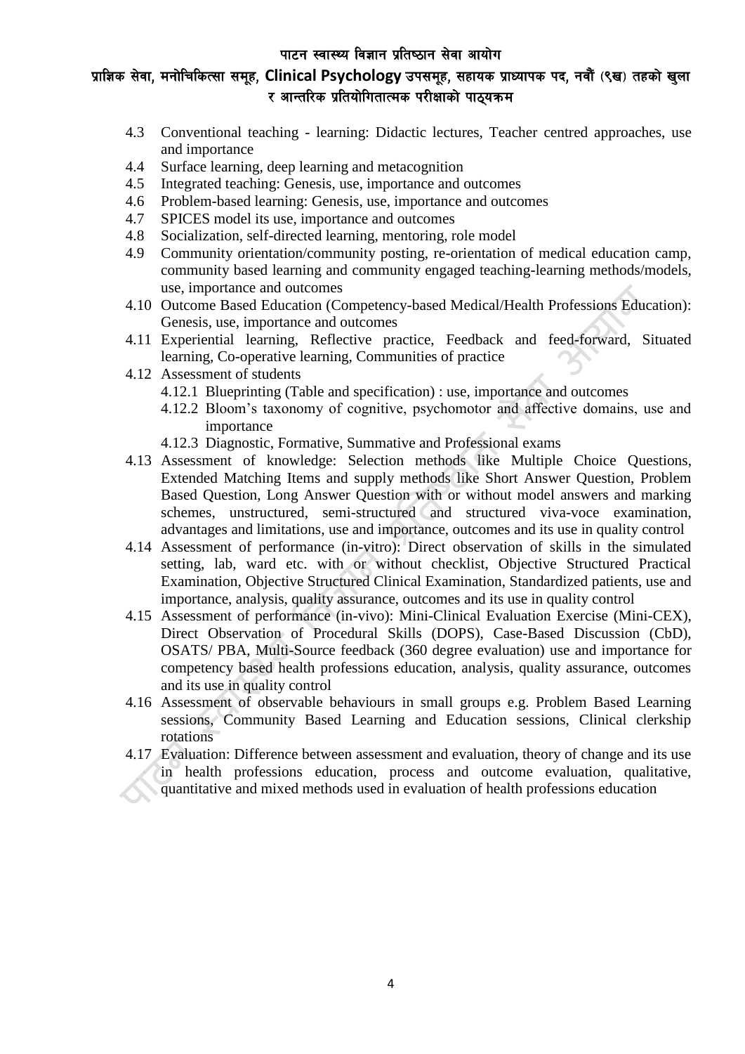4.3 Conventional teaching - learning: Didactic lectures, Teacher centred approaches, use and importance
4.4 Surface learning, deep learning and metacognition
4.5 Integrated teaching: Genesis, use, importance and outcomes
4.6 Problem-based learning: Genesis, use, importance and outcomes
4.7 SPICES model its use, importance and outcomes
4.8 Socialization, self-directed learning, mentoring, role model
4.9 Community orientation/community posting, re-orientation of medical education camp, community based learning and community engaged teaching-learning methods/models, use, importance and outcomes
4.10 Outcome Based Education (Competency-based Medical/Health Professions Education): Genesis, use, importance and outcomes
4.11 Experiential learning, Reflective practice, Feedback and feed-forward, Situated learning, Co-operative learning, Communities of practice
4.12 Assessment of students
    4.12.1 Blueprinting (Table and specification) : use, importance and outcomes
    4.12.2 Bloom's taxonomy of cognitive, psychomotor and affective domains, use and importance
    4.12.3 Diagnostic, Formative, Summative and Professional exams
4.13 Assessment of knowledge: Selection methods like Multiple Choice Questions, Extended Matching Items and supply methods like Short Answer Question, Problem Based Question, Long Answer Question with or without model answers and marking schemes, unstructured, semi-structured and structured viva-voce examination, advantages and limitations, use and importance, outcomes and its use in quality control
4.14 Assessment of performance (in-vitro): Direct observation of skills in the simulated setting, lab, ward etc. with or without checklist, Objective Structured Practical Examination, Objective Structured Clinical Examination, Standardized patients, use and importance, analysis, quality assurance, outcomes and its use in quality control
4.15 Assessment of performance (in-vivo): Mini-Clinical Evaluation Exercise (Mini-CEX), Direct Observation of Procedural Skills (DOPS), Case-Based Discussion (CbD), OSATS/ PBA, Multi-Source feedback (360 degree evaluation) use and importance for competency based health professions education, analysis, quality assurance, outcomes and its use in quality control
4.16 Assessment of observable behaviours in small groups e.g. Problem Based Learning sessions, Community Based Learning and Education sessions, Clinical clerkship rotations
4.17 Evaluation: Difference between assessment and evaluation, theory of change and its use in health professions education, process and outcome evaluation, qualitative, quantitative and mixed methods used in evaluation of health professions education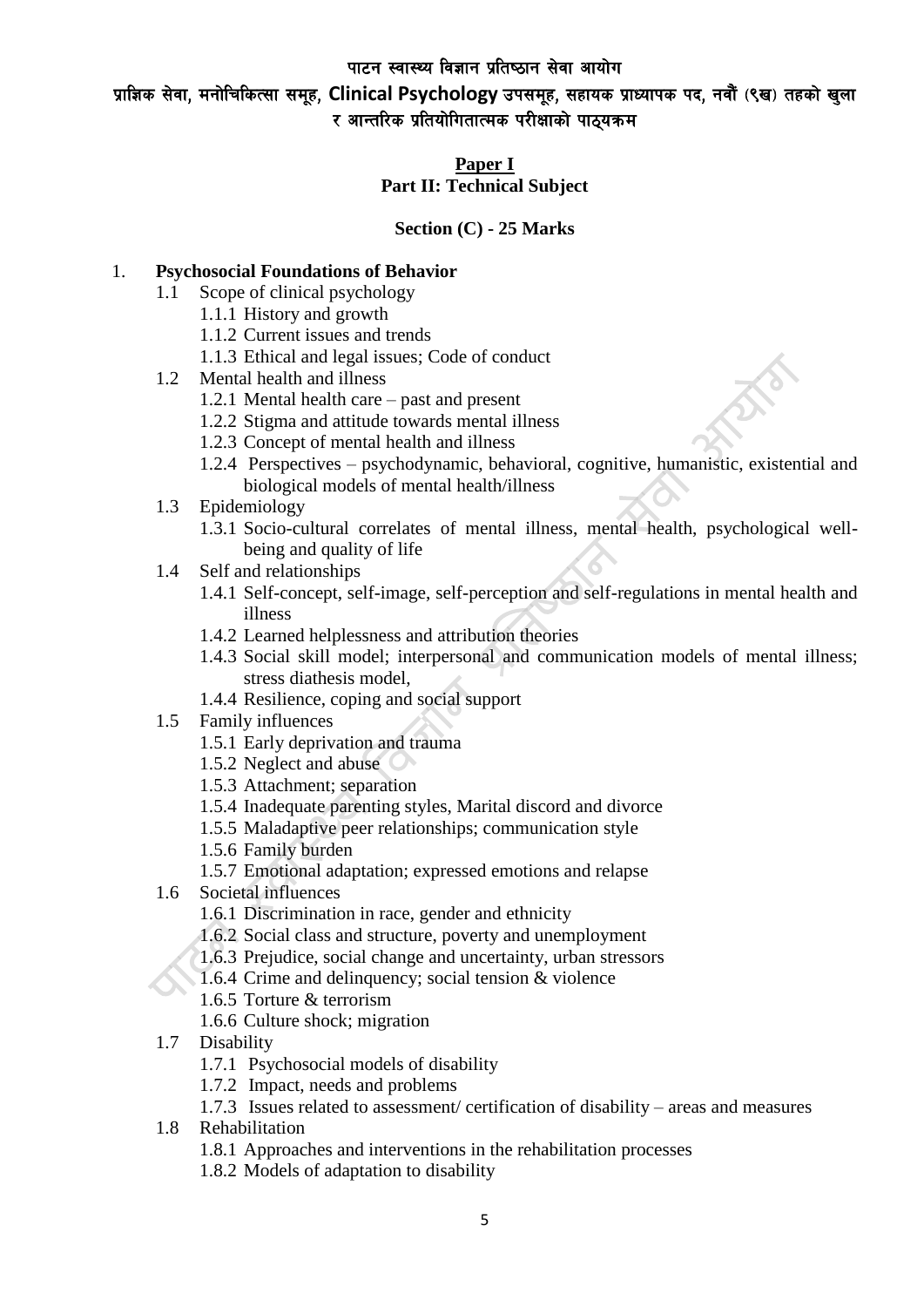पाटन स्वास्थ्य विज्ञान प्रतिष्ठान सेवा आयोग

प्राज्ञिक सेवा, मनोचिकित्सा समूह, Clinical Psychology उपसमूह, सहायक प्राध्यापक पद, नवौं (९ख) तहको खुला र आन्तरिक प्रतियोगितात्मक परीक्षाको पाठ्यक्रम

**Paper I**

**Part II: Technical Subject**

**Section (C) - 25 Marks**

1. **Psychosocial Foundations of Behavior**
   - 1.1 Scope of clinical psychology
     - 1.1.1 History and growth
     - 1.1.2 Current issues and trends
     - 1.1.3 Ethical and legal issues; Code of conduct
   - 1.2 Mental health and illness
     - 1.2.1 Mental health care – past and present
     - 1.2.2 Stigma and attitude towards mental illness
     - 1.2.3 Concept of mental health and illness
     - 1.2.4 Perspectives – psychodynamic, behavioral, cognitive, humanistic, existential and biological models of mental health/illness
   - 1.3 Epidemiology
     - 1.3.1 Socio-cultural correlates of mental illness, mental health, psychological well-being and quality of life
   - 1.4 Self and relationships
     - 1.4.1 Self-concept, self-image, self-perception and self-regulations in mental health and illness
     - 1.4.2 Learned helplessness and attribution theories
     - 1.4.3 Social skill model; interpersonal and communication models of mental illness; stress diathesis model,
     - 1.4.4 Resilience, coping and social support
   - 1.5 Family influences
     - 1.5.1 Early deprivation and trauma
     - 1.5.2 Neglect and abuse
     - 1.5.3 Attachment; separation
     - 1.5.4 Inadequate parenting styles, Marital discord and divorce
     - 1.5.5 Maladaptive peer relationships; communication style
     - 1.5.6 Family burden
     - 1.5.7 Emotional adaptation; expressed emotions and relapse
   - 1.6 Societal influences
     - 1.6.1 Discrimination in race, gender and ethnicity
     - 1.6.2 Social class and structure, poverty and unemployment
     - 1.6.3 Prejudice, social change and uncertainty, urban stressors
     - 1.6.4 Crime and delinquency; social tension & violence
     - 1.6.5 Torture & terrorism
     - 1.6.6 Culture shock; migration
   - 1.7 Disability
     - 1.7.1 Psychosocial models of disability
     - 1.7.2 Impact, needs and problems
     - 1.7.3 Issues related to assessment/ certification of disability – areas and measures
   - 1.8 Rehabilitation
     - 1.8.1 Approaches and interventions in the rehabilitation processes
     - 1.8.2 Models of adaptation to disability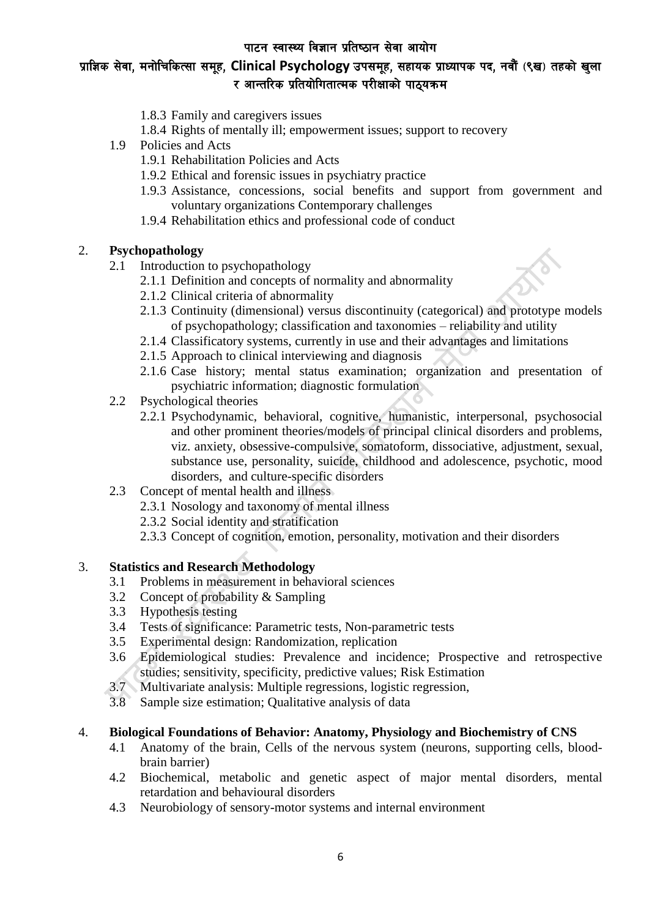- 1.8.3 Family and caregivers issues
- 1.8.4 Rights of mentally ill; empowerment issues; support to recovery
- 1.9 Policies and Acts
  - 1.9.1 Rehabilitation Policies and Acts
  - 1.9.2 Ethical and forensic issues in psychiatry practice
  - 1.9.3 Assistance, concessions, social benefits and support from government and voluntary organizations Contemporary challenges
  - 1.9.4 Rehabilitation ethics and professional code of conduct

## 2. **Psychopathology**

- 2.1 Introduction to psychopathology
  - 2.1.1 Definition and concepts of normality and abnormality
  - 2.1.2 Clinical criteria of abnormality
  - 2.1.3 Continuity (dimensional) versus discontinuity (categorical) and prototype models of psychopathology; classification and taxonomies – reliability and utility
  - 2.1.4 Classificatory systems, currently in use and their advantages and limitations
  - 2.1.5 Approach to clinical interviewing and diagnosis
  - 2.1.6 Case history; mental status examination; organization and presentation of psychiatric information; diagnostic formulation
- 2.2 Psychological theories
  - 2.2.1 Psychodynamic, behavioral, cognitive, humanistic, interpersonal, psychosocial and other prominent theories/models of principal clinical disorders and problems, viz. anxiety, obsessive-compulsive, somatoform, dissociative, adjustment, sexual, substance use, personality, suicide, childhood and adolescence, psychotic, mood disorders, and culture-specific disorders
- 2.3 Concept of mental health and illness
  - 2.3.1 Nosology and taxonomy of mental illness
  - 2.3.2 Social identity and stratification
  - 2.3.3 Concept of cognition, emotion, personality, motivation and their disorders

## 3. **Statistics and Research Methodology**

- 3.1 Problems in measurement in behavioral sciences
- 3.2 Concept of probability & Sampling
- 3.3 Hypothesis testing
- 3.4 Tests of significance: Parametric tests, Non-parametric tests
- 3.5 Experimental design: Randomization, replication
- 3.6 Epidemiological studies: Prevalence and incidence; Prospective and retrospective studies; sensitivity, specificity, predictive values; Risk Estimation
- 3.7 Multivariate analysis: Multiple regressions, logistic regression,
- 3.8 Sample size estimation; Qualitative analysis of data

## 4. **Biological Foundations of Behavior: Anatomy, Physiology and Biochemistry of CNS**

- 4.1 Anatomy of the brain, Cells of the nervous system (neurons, supporting cells, blood-brain barrier)
- 4.2 Biochemical, metabolic and genetic aspect of major mental disorders, mental retardation and behavioural disorders
- 4.3 Neurobiology of sensory-motor systems and internal environment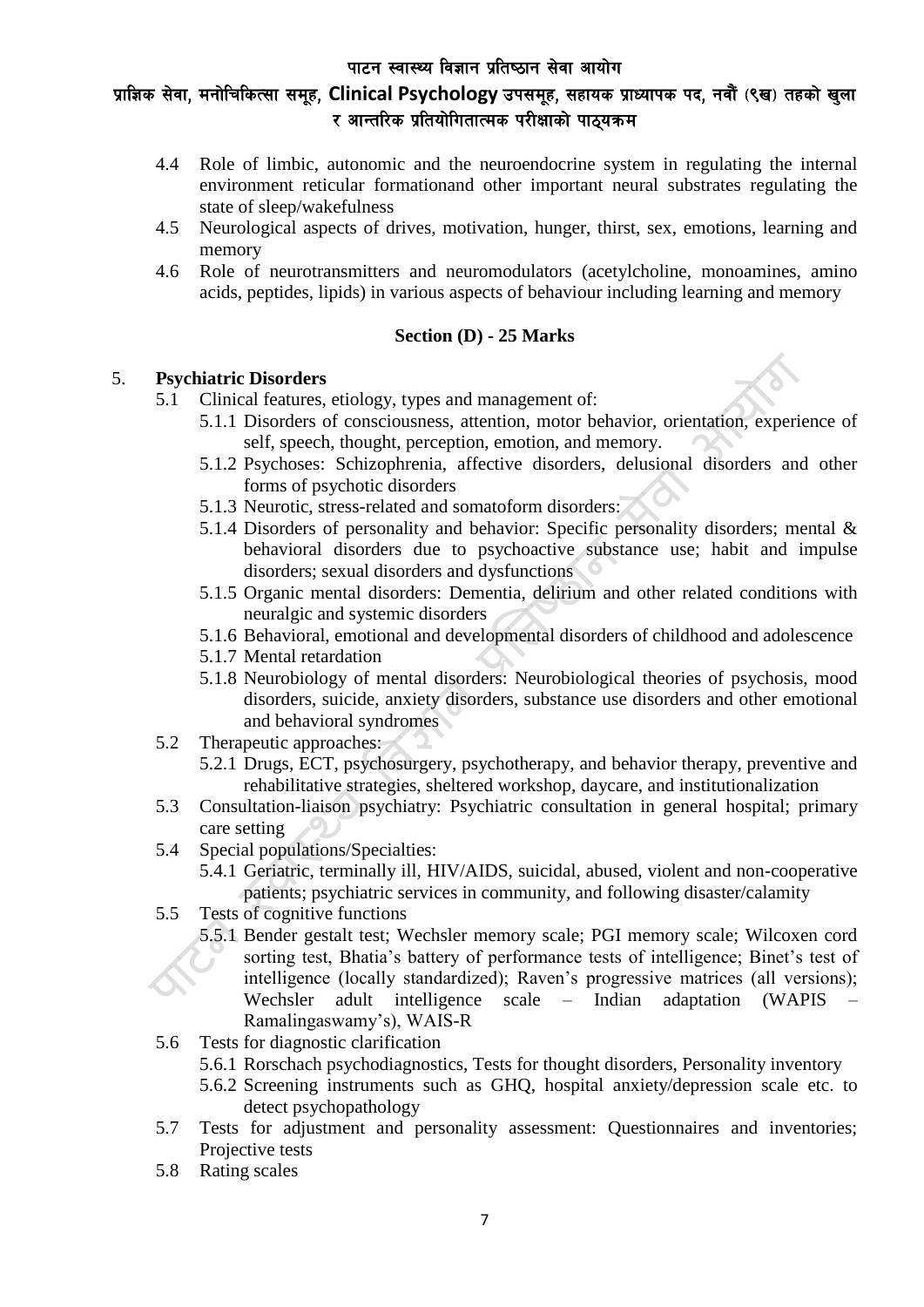4.4 Role of limbic, autonomic and the neuroendocrine system in regulating the internal environment reticular formationand other important neural substrates regulating the state of sleep/wakefulness
4.5 Neurological aspects of drives, motivation, hunger, thirst, sex, emotions, learning and memory
4.6 Role of neurotransmitters and neuromodulators (acetylcholine, monoamines, amino acids, peptides, lipids) in various aspects of behaviour including learning and memory

**Section (D) - 25 Marks**

5. **Psychiatric Disorders**
   - 5.1 Clinical features, etiology, types and management of:
     - 5.1.1 Disorders of consciousness, attention, motor behavior, orientation, experience of self, speech, thought, perception, emotion, and memory.
     - 5.1.2 Psychoses: Schizophrenia, affective disorders, delusional disorders and other forms of psychotic disorders
     - 5.1.3 Neurotic, stress-related and somatoform disorders:
     - 5.1.4 Disorders of personality and behavior: Specific personality disorders; mental & behavioral disorders due to psychoactive substance use; habit and impulse disorders; sexual disorders and dysfunctions
     - 5.1.5 Organic mental disorders: Dementia, delirium and other related conditions with neuralgic and systemic disorders
     - 5.1.6 Behavioral, emotional and developmental disorders of childhood and adolescence
     - 5.1.7 Mental retardation
     - 5.1.8 Neurobiology of mental disorders: Neurobiological theories of psychosis, mood disorders, suicide, anxiety disorders, substance use disorders and other emotional and behavioral syndromes
   - 5.2 Therapeutic approaches:
     - 5.2.1 Drugs, ECT, psychosurgery, psychotherapy, and behavior therapy, preventive and rehabilitative strategies, sheltered workshop, daycare, and institutionalization
   - 5.3 Consultation-liaison psychiatry: Psychiatric consultation in general hospital; primary care setting
   - 5.4 Special populations/Specialties:
     - 5.4.1 Geriatric, terminally ill, HIV/AIDS, suicidal, abused, violent and non-cooperative patients; psychiatric services in community, and following disaster/calamity
   - 5.5 Tests of cognitive functions
     - 5.5.1 Bender gestalt test; Wechsler memory scale; PGI memory scale; Wilcoxen cord sorting test, Bhatia's battery of performance tests of intelligence; Binet's test of intelligence (locally standardized); Raven's progressive matrices (all versions); Wechsler adult intelligence scale – Indian adaptation (WAPIS – Ramalingaswamy's), WAIS-R
   - 5.6 Tests for diagnostic clarification
     - 5.6.1 Rorschach psychodiagnostics, Tests for thought disorders, Personality inventory
     - 5.6.2 Screening instruments such as GHQ, hospital anxiety/depression scale etc. to detect psychopathology
   - 5.7 Tests for adjustment and personality assessment: Questionnaires and inventories; Projective tests
   - 5.8 Rating scales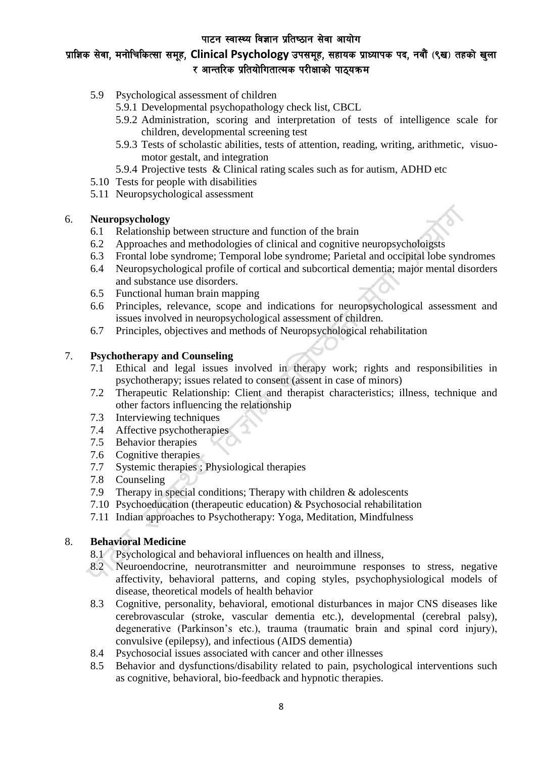- 5.9 Psychological assessment of children
  - 5.9.1 Developmental psychopathology check list, CBCL
  - 5.9.2 Administration, scoring and interpretation of tests of intelligence scale for children, developmental screening test
  - 5.9.3 Tests of scholastic abilities, tests of attention, reading, writing, arithmetic, visuo-motor gestalt, and integration
  - 5.9.4 Projective tests & Clinical rating scales such as for autism, ADHD etc
- 5.10 Tests for people with disabilities
- 5.11 Neuropsychological assessment

## 6. Neuropsychology

- 6.1 Relationship between structure and function of the brain
- 6.2 Approaches and methodologies of clinical and cognitive neuropsycholoigsts
- 6.3 Frontal lobe syndrome; Temporal lobe syndrome; Parietal and occipital lobe syndromes
- 6.4 Neuropsychological profile of cortical and subcortical dementia; major mental disorders and substance use disorders.
- 6.5 Functional human brain mapping
- 6.6 Principles, relevance, scope and indications for neuropsychological assessment and issues involved in neuropsychological assessment of children.
- 6.7 Principles, objectives and methods of Neuropsychological rehabilitation

## 7. Psychotherapy and Counseling

- 7.1 Ethical and legal issues involved in therapy work; rights and responsibilities in psychotherapy; issues related to consent (assent in case of minors)
- 7.2 Therapeutic Relationship: Client and therapist characteristics; illness, technique and other factors influencing the relationship
- 7.3 Interviewing techniques
- 7.4 Affective psychotherapies
- 7.5 Behavior therapies
- 7.6 Cognitive therapies
- 7.7 Systemic therapies ; Physiological therapies
- 7.8 Counseling
- 7.9 Therapy in special conditions; Therapy with children & adolescents
- 7.10 Psychoeducation (therapeutic education) & Psychosocial rehabilitation
- 7.11 Indian approaches to Psychotherapy: Yoga, Meditation, Mindfulness

## 8. Behavioral Medicine

- 8.1 Psychological and behavioral influences on health and illness,
- 8.2 Neuroendocrine, neurotransmitter and neuroimmune responses to stress, negative affectivity, behavioral patterns, and coping styles, psychophysiological models of disease, theoretical models of health behavior
- 8.3 Cognitive, personality, behavioral, emotional disturbances in major CNS diseases like cerebrovascular (stroke, vascular dementia etc.), developmental (cerebral palsy), degenerative (Parkinson's etc.), trauma (traumatic brain and spinal cord injury), convulsive (epilepsy), and infectious (AIDS dementia)
- 8.4 Psychosocial issues associated with cancer and other illnesses
- 8.5 Behavior and dysfunctions/disability related to pain, psychological interventions such as cognitive, behavioral, bio-feedback and hypnotic therapies.